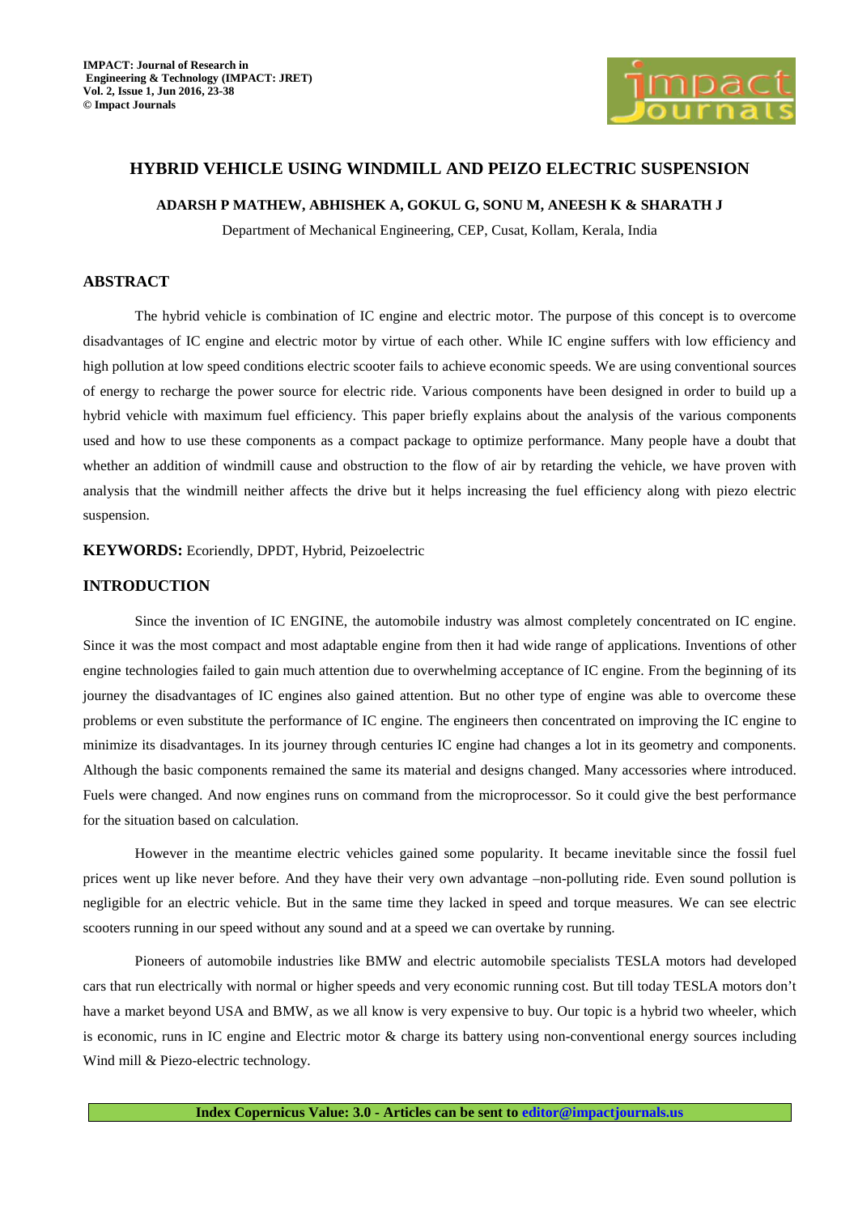# HYBRID VEHICLE USING WINDMILL AND PEIZO ELECTRIC SUSPENSION

**ADARSH P MATHEW, ABHISHEK A, GOKUL G, SONU M, ANEESH K & SHARATH J**

Department of Mechanical Engineering, CEP, Cusat, Kollam, Kerala, India

## ABSTRACT

The hybrid vehicle is combination of IC engine and electric motor. The purpose of this concept is to overcome disadvantages of IC engine and electric motor by virtue of each other. While IC engine suffers with low efficiency and high pollution at low speed conditions electric scooter fails to achieve economic speeds. We are using conventional sources of energy to recharge the power source for electric ride. Various components have been designed in order to build up a hybrid vehicle with maximum fuel efficiency. This paper briefly explains about the analysis of the various components used and how to use these components as a compact package to optimize performance. Many people have a doubt that whether an addition of windmill cause and obstruction to the flow of air by retarding the vehicle, we have proven with analysis that the windmill neither affects the drive but it helps increasing the fuel efficiency along with piezo electric suspension.

**KEYWORDS:** Ecoriendly, DPDT, Hybrid, Peizoelectric

## INTRODUCTION

Since the invention of IC ENGINE, the automobile industry was almost completely concentrated on IC engine. Since it was the most compact and most adaptable engine from then it had wide range of applications. Inventions of other engine technologies failed to gain much attention due to overwhelming acceptance of IC engine. From the beginning of its journey the disadvantages of IC engines also gained attention. But no other type of engine was able to overcome these problems or even substitute the performance of IC engine. The engineers then concentrated on improving the IC engine to minimize its disadvantages. In its journey through centuries IC engine had changes a lot in its geometry and components. Although the basic components remained the same its material and designs changed. Many accessories where introduced. Fuels were changed. And now engines runs on command from the microprocessor. So it could give the best performance for the situation based on calculation.

However in the meantime electric vehicles gained some popularity. It became inevitable since the fossil fuel prices went up like never before. And they have their very own advantage –non-polluting ride. Even sound pollution is negligible for an electric vehicle. But in the same time they lacked in speed and torque measures. We can see electric scooters running in our speed without any sound and at a speed we can overtake by running.

Pioneers of automobile industries like BMW and electric automobile specialists TESLA motors had developed cars that run electrically with normal or higher speeds and very economic running cost. But till today TESLA motors don't have a market beyond USA and BMW, as we all know is very expensive to buy. Our topic is a hybrid two wheeler, which is economic, runs in IC engine and Electric motor & charge its battery using non-conventional energy sources including Wind mill & Piezo-electric technology.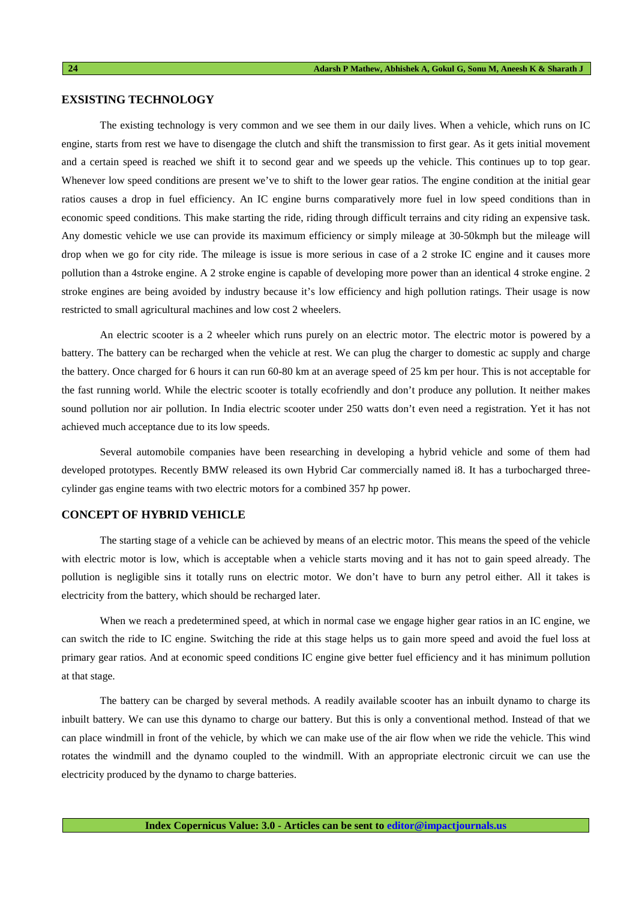## EXSISTING TECHNOLOGY

The existing technology is very common and we see them in our daily lives. When a vehicle, which runs on IC engine, starts from rest we have to disengage the clutch and shift the transmission to first gear. As it gets initial movement and a certain speed is reached we shift it to second gear and we speeds up the vehicle. This continues up to top gear. Whenever low speed conditions are present we've to shift to the lower gear ratios. The engine condition at the initial gear ratios causes a drop in fuel efficiency. An IC engine burns comparatively more fuel in low speed conditions than in economic speed conditions. This make starting the ride, riding through difficult terrains and city riding an expensive task. Any domestic vehicle we use can provide its maximum efficiency or simply mileage at 30-50kmph but the mileage will drop when we go for city ride. The mileage is issue is more serious in case of a 2 stroke IC engine and it causes more pollution than a 4stroke engine. A 2 stroke engine is capable of developing more power than an identical 4 stroke engine. 2 stroke engines are being avoided by industry because it's low efficiency and high pollution ratings. Their usage is now restricted to small agricultural machines and low cost 2 wheelers.

An electric scooter is a 2 wheeler which runs purely on an electric motor. The electric motor is powered by a battery. The battery can be recharged when the vehicle at rest. We can plug the charger to domestic ac supply and charge the battery. Once charged for 6 hours it can run 60-80 km at an average speed of 25 km per hour. This is not acceptable for the fast running world. While the electric scooter is totally ecofriendly and don't produce any pollution. It neither makes sound pollution nor air pollution. In India electric scooter under 250 watts don't even need a registration. Yet it has not achieved much acceptance due to its low speeds.

Several automobile companies have been researching in developing a hybrid vehicle and some of them had developed prototypes. Recently BMW released its own Hybrid Car commercially named i8. It has a turbocharged three-cylinder gas engine teams with two electric motors for a combined 357 hp power.

## CONCEPT OF HYBRID VEHICLE

The starting stage of a vehicle can be achieved by means of an electric motor. This means the speed of the vehicle with electric motor is low, which is acceptable when a vehicle starts moving and it has not to gain speed already. The pollution is negligible sins it totally runs on electric motor. We don't have to burn any petrol either. All it takes is electricity from the battery, which should be recharged later.

When we reach a predetermined speed, at which in normal case we engage higher gear ratios in an IC engine, we can switch the ride to IC engine. Switching the ride at this stage helps us to gain more speed and avoid the fuel loss at primary gear ratios. And at economic speed conditions IC engine give better fuel efficiency and it has minimum pollution at that stage.

The battery can be charged by several methods. A readily available scooter has an inbuilt dynamo to charge its inbuilt battery. We can use this dynamo to charge our battery. But this is only a conventional method. Instead of that we can place windmill in front of the vehicle, by which we can make use of the air flow when we ride the vehicle. This wind rotates the windmill and the dynamo coupled to the windmill. With an appropriate electronic circuit we can use the electricity produced by the dynamo to charge batteries.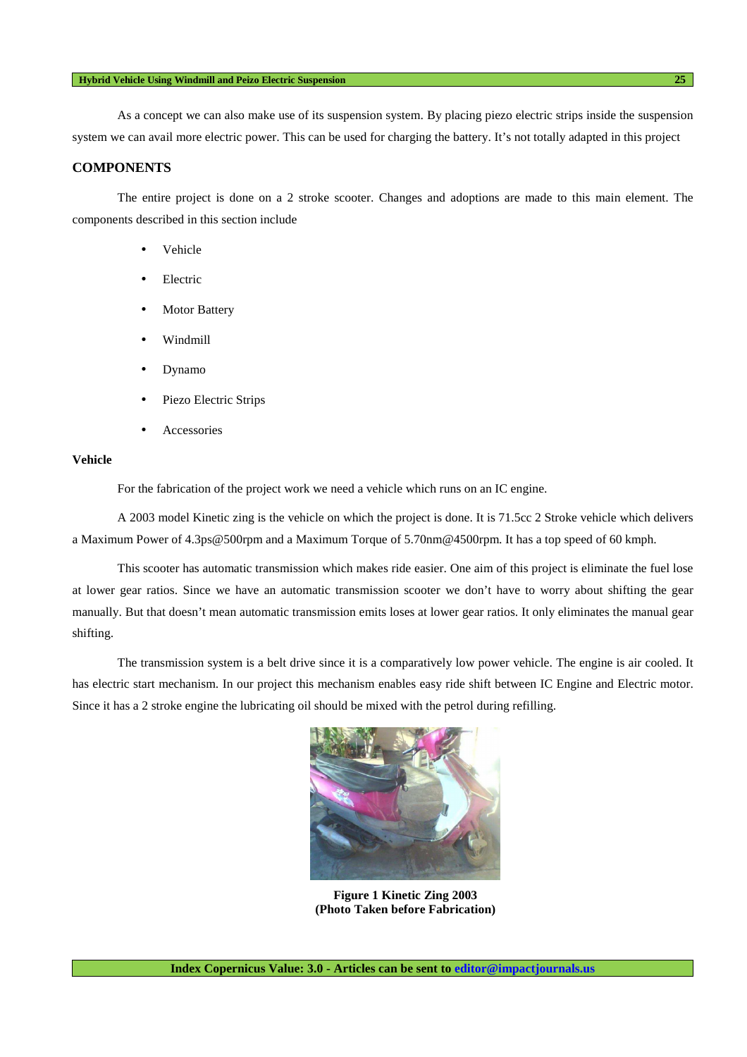As a concept we can also make use of its suspension system. By placing piezo electric strips inside the suspension system we can avail more electric power. This can be used for charging the battery. It's not totally adapted in this project

## COMPONENTS

The entire project is done on a 2 stroke scooter. Changes and adoptions are made to this main element. The components described in this section include

- Vehicle
- Electric
- Motor Battery
- Windmill
- Dynamo
- Piezo Electric Strips
- Accessories

### Vehicle

For the fabrication of the project work we need a vehicle which runs on an IC engine.

A 2003 model Kinetic zing is the vehicle on which the project is done. It is 71.5cc 2 Stroke vehicle which delivers a Maximum Power of 4.3ps@500rpm and a Maximum Torque of 5.70nm@4500rpm. It has a top speed of 60 kmph.

This scooter has automatic transmission which makes ride easier. One aim of this project is eliminate the fuel lose at lower gear ratios. Since we have an automatic transmission scooter we don't have to worry about shifting the gear manually. But that doesn't mean automatic transmission emits loses at lower gear ratios. It only eliminates the manual gear shifting.

The transmission system is a belt drive since it is a comparatively low power vehicle. The engine is air cooled. It has electric start mechanism. In our project this mechanism enables easy ride shift between IC Engine and Electric motor. Since it has a 2 stroke engine the lubricating oil should be mixed with the petrol during refilling.

**Figure 1 Kinetic Zing 2003 (Photo Taken before Fabrication)**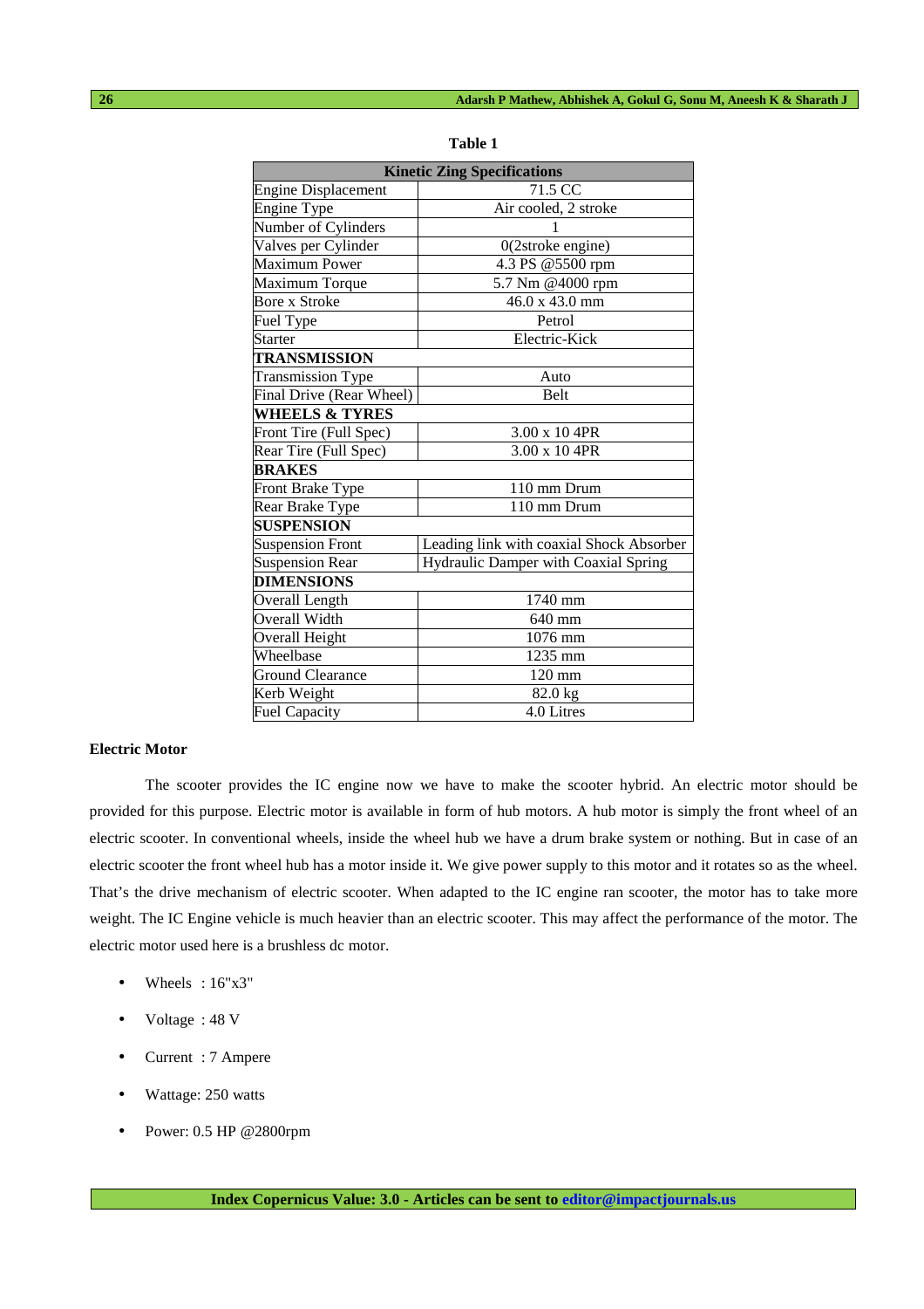**Table 1**

| Kinetic Zing Specifications | |
|---|---|
| Engine Displacement | 71.5 CC |
| Engine Type | Air cooled, 2 stroke |
| Number of Cylinders | 1 |
| Valves per Cylinder | 0(2stroke engine) |
| Maximum Power | 4.3 PS @5500 rpm |
| Maximum Torque | 5.7 Nm @4000 rpm |
| Bore x Stroke | 46.0 x 43.0 mm |
| Fuel Type | Petrol |
| Starter | Electric-Kick |
| **TRANSMISSION** | |
| Transmission Type | Auto |
| Final Drive (Rear Wheel) | Belt |
| **WHEELS & TYRES** | |
| Front Tire (Full Spec) | 3.00 x 10 4PR |
| Rear Tire (Full Spec) | 3.00 x 10 4PR |
| **BRAKES** | |
| Front Brake Type | 110 mm Drum |
| Rear Brake Type | 110 mm Drum |
| **SUSPENSION** | |
| Suspension Front | Leading link with coaxial Shock Absorber |
| Suspension Rear | Hydraulic Damper with Coaxial Spring |
| **DIMENSIONS** | |
| Overall Length | 1740 mm |
| Overall Width | 640 mm |
| Overall Height | 1076 mm |
| Wheelbase | 1235 mm |
| Ground Clearance | 120 mm |
| Kerb Weight | 82.0 kg |
| Fuel Capacity | 4.0 Litres |

**Electric Motor**

The scooter provides the IC engine now we have to make the scooter hybrid. An electric motor should be provided for this purpose. Electric motor is available in form of hub motors. A hub motor is simply the front wheel of an electric scooter. In conventional wheels, inside the wheel hub we have a drum brake system or nothing. But in case of an electric scooter the front wheel hub has a motor inside it. We give power supply to this motor and it rotates so as the wheel. That's the drive mechanism of electric scooter. When adapted to the IC engine ran scooter, the motor has to take more weight. The IC Engine vehicle is much heavier than an electric scooter. This may affect the performance of the motor. The electric motor used here is a brushless dc motor.

- Wheels : 16"x3"
- Voltage : 48 V
- Current : 7 Ampere
- Wattage: 250 watts
- Power: 0.5 HP @2800rpm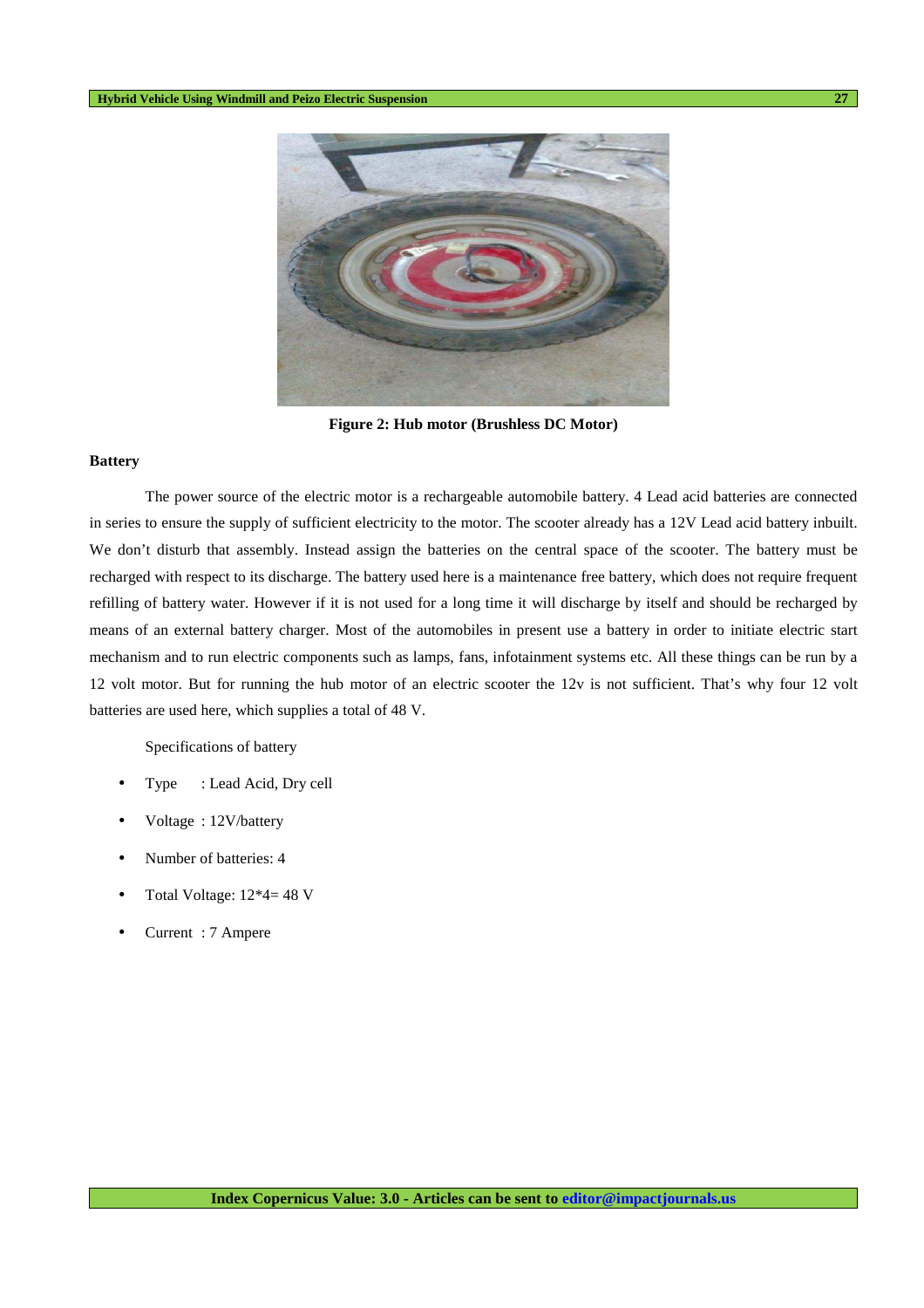**Figure 2: Hub motor (Brushless DC Motor)**

**Battery**

The power source of the electric motor is a rechargeable automobile battery. 4 Lead acid batteries are connected in series to ensure the supply of sufficient electricity to the motor. The scooter already has a 12V Lead acid battery inbuilt. We don't disturb that assembly. Instead assign the batteries on the central space of the scooter. The battery must be recharged with respect to its discharge. The battery used here is a maintenance free battery, which does not require frequent refilling of battery water. However if it is not used for a long time it will discharge by itself and should be recharged by means of an external battery charger. Most of the automobiles in present use a battery in order to initiate electric start mechanism and to run electric components such as lamps, fans, infotainment systems etc. All these things can be run by a 12 volt motor. But for running the hub motor of an electric scooter the 12v is not sufficient. That's why four 12 volt batteries are used here, which supplies a total of 48 V.

Specifications of battery

- Type : Lead Acid, Dry cell
- Voltage : 12V/battery
- Number of batteries: 4
- Total Voltage: 12*4= 48 V
- Current : 7 Ampere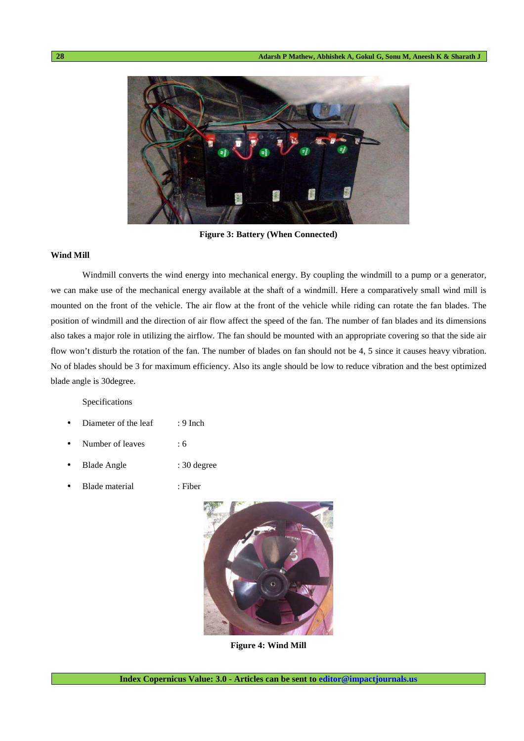Figure 3: Battery (When Connected)

**Wind Mill**

Windmill converts the wind energy into mechanical energy. By coupling the windmill to a pump or a generator, we can make use of the mechanical energy available at the shaft of a windmill. Here a comparatively small wind mill is mounted on the front of the vehicle. The air flow at the front of the vehicle while riding can rotate the fan blades. The position of windmill and the direction of air flow affect the speed of the fan. The number of fan blades and its dimensions also takes a major role in utilizing the airflow. The fan should be mounted with an appropriate covering so that the side air flow won't disturb the rotation of the fan. The number of blades on fan should not be 4, 5 since it causes heavy vibration. No of blades should be 3 for maximum efficiency. Also its angle should be low to reduce vibration and the best optimized blade angle is 30degree.

Specifications

- Diameter of the leaf : 9 Inch
- Number of leaves : 6
- Blade Angle : 30 degree
- Blade material : Fiber

Figure 4: Wind Mill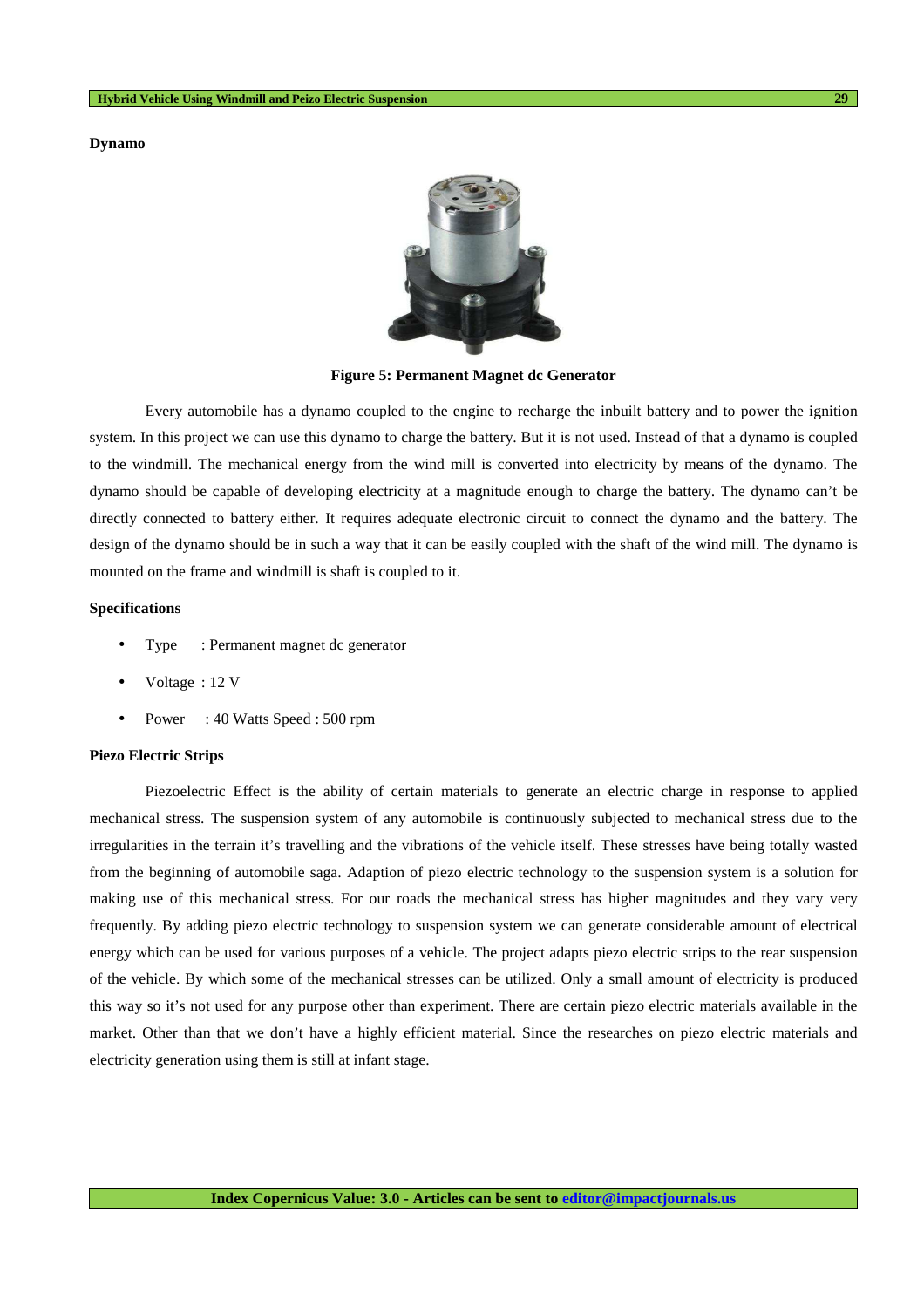**Dynamo**

**Figure 5: Permanent Magnet dc Generator**

Every automobile has a dynamo coupled to the engine to recharge the inbuilt battery and to power the ignition system. In this project we can use this dynamo to charge the battery. But it is not used. Instead of that a dynamo is coupled to the windmill. The mechanical energy from the wind mill is converted into electricity by means of the dynamo. The dynamo should be capable of developing electricity at a magnitude enough to charge the battery. The dynamo can't be directly connected to battery either. It requires adequate electronic circuit to connect the dynamo and the battery. The design of the dynamo should be in such a way that it can be easily coupled with the shaft of the wind mill. The dynamo is mounted on the frame and windmill is shaft is coupled to it.

**Specifications**

- Type : Permanent magnet dc generator
- Voltage : 12 V
- Power : 40 Watts Speed : 500 rpm

**Piezo Electric Strips**

Piezoelectric Effect is the ability of certain materials to generate an electric charge in response to applied mechanical stress. The suspension system of any automobile is continuously subjected to mechanical stress due to the irregularities in the terrain it's travelling and the vibrations of the vehicle itself. These stresses have being totally wasted from the beginning of automobile saga. Adaption of piezo electric technology to the suspension system is a solution for making use of this mechanical stress. For our roads the mechanical stress has higher magnitudes and they vary very frequently. By adding piezo electric technology to suspension system we can generate considerable amount of electrical energy which can be used for various purposes of a vehicle. The project adapts piezo electric strips to the rear suspension of the vehicle. By which some of the mechanical stresses can be utilized. Only a small amount of electricity is produced this way so it's not used for any purpose other than experiment. There are certain piezo electric materials available in the market. Other than that we don't have a highly efficient material. Since the researches on piezo electric materials and electricity generation using them is still at infant stage.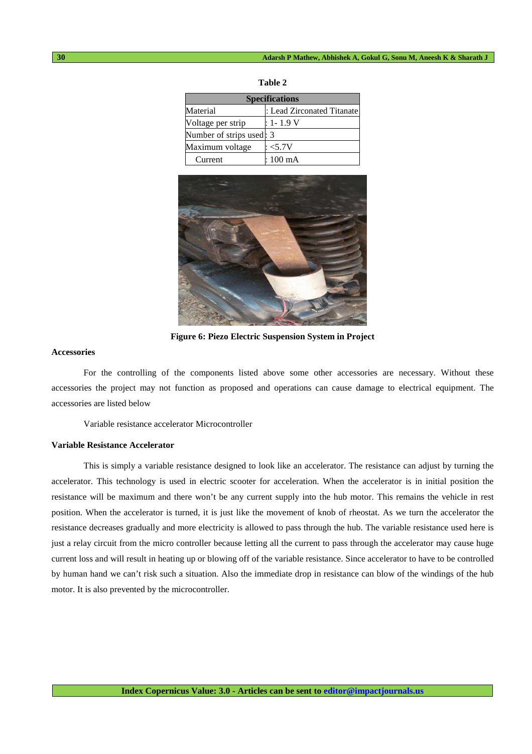**Table 2**

| Specifications | |
|---|---|
| Material | : Lead Zirconated Titanate |
| Voltage per strip | : 1- 1.9 V |
| Number of strips used | : 3 |
| Maximum voltage | : <5.7V |
| Current | : 100 mA |

**Figure 6: Piezo Electric Suspension System in Project**

**Accessories**

For the controlling of the components listed above some other accessories are necessary. Without these accessories the project may not function as proposed and operations can cause damage to electrical equipment. The accessories are listed below

Variable resistance accelerator Microcontroller

**Variable Resistance Accelerator**

This is simply a variable resistance designed to look like an accelerator. The resistance can adjust by turning the accelerator. This technology is used in electric scooter for acceleration. When the accelerator is in initial position the resistance will be maximum and there won't be any current supply into the hub motor. This remains the vehicle in rest position. When the accelerator is turned, it is just like the movement of knob of rheostat. As we turn the accelerator the resistance decreases gradually and more electricity is allowed to pass through the hub. The variable resistance used here is just a relay circuit from the micro controller because letting all the current to pass through the accelerator may cause huge current loss and will result in heating up or blowing off of the variable resistance. Since accelerator to have to be controlled by human hand we can't risk such a situation. Also the immediate drop in resistance can blow of the windings of the hub motor. It is also prevented by the microcontroller.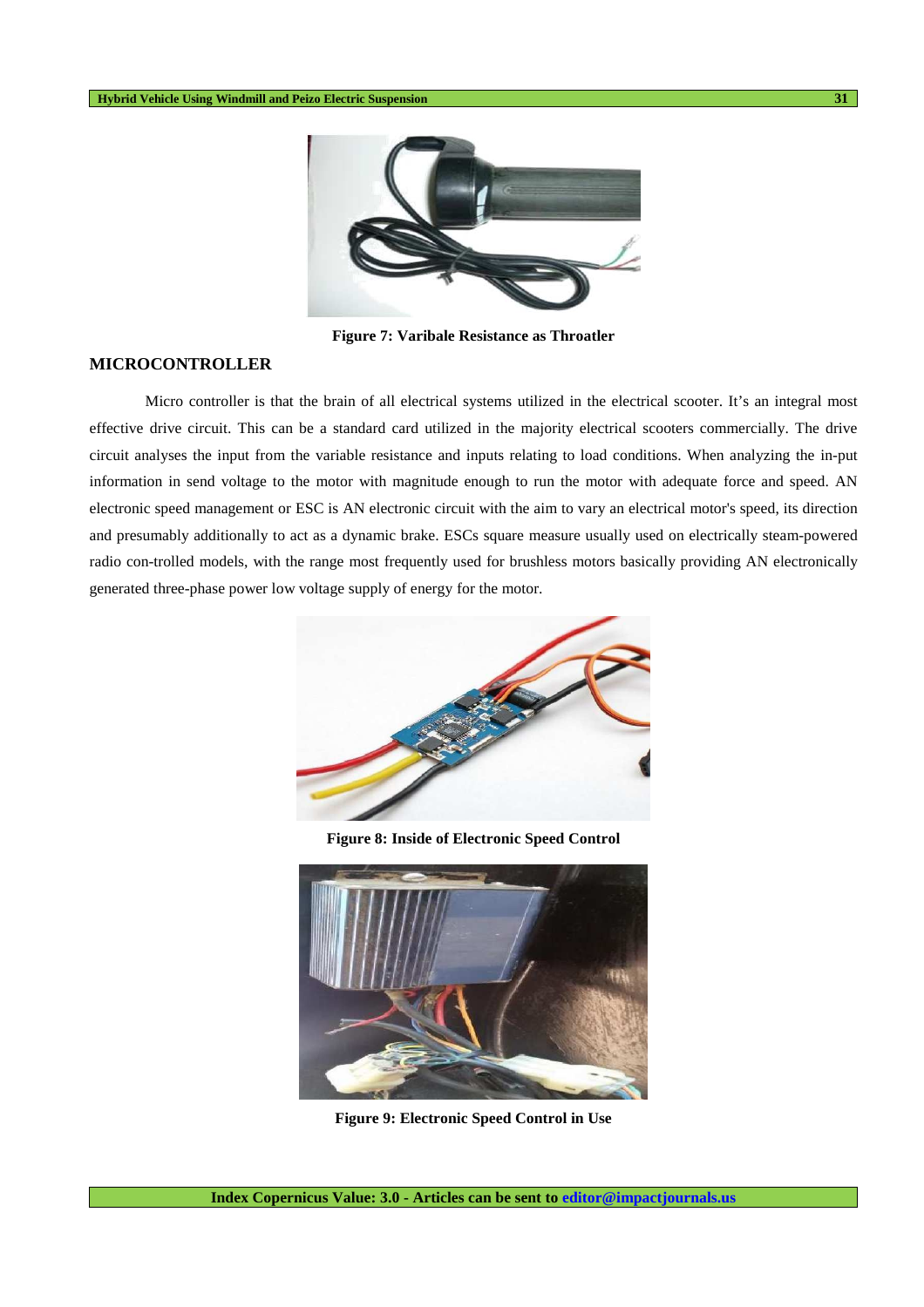Figure 7: Varibale Resistance as Throatler

## MICROCONTROLLER

Micro controller is that the brain of all electrical systems utilized in the electrical scooter. It's an integral most effective drive circuit. This can be a standard card utilized in the majority electrical scooters commercially. The drive circuit analyses the input from the variable resistance and inputs relating to load conditions. When analyzing the in-put information in send voltage to the motor with magnitude enough to run the motor with adequate force and speed. AN electronic speed management or ESC is AN electronic circuit with the aim to vary an electrical motor's speed, its direction and presumably additionally to act as a dynamic brake. ESCs square measure usually used on electrically steam-powered radio con-trolled models, with the range most frequently used for brushless motors basically providing AN electronically generated three-phase power low voltage supply of energy for the motor.

Figure 8: Inside of Electronic Speed Control

Figure 9: Electronic Speed Control in Use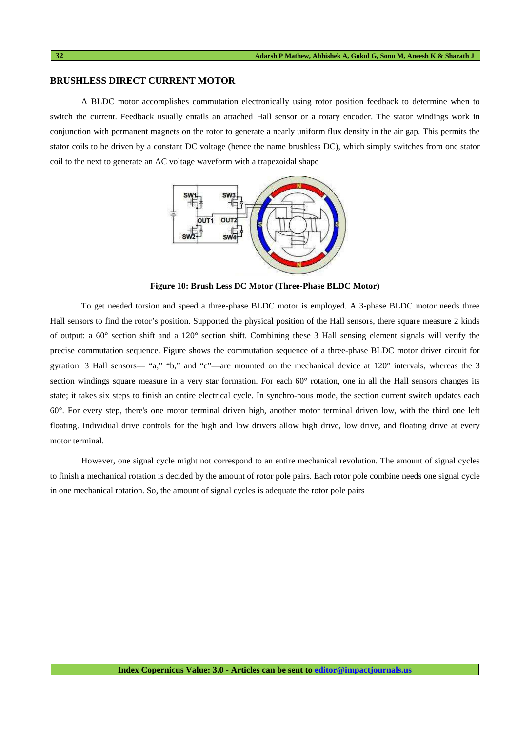## BRUSHLESS DIRECT CURRENT MOTOR

A BLDC motor accomplishes commutation electronically using rotor position feedback to determine when to switch the current. Feedback usually entails an attached Hall sensor or a rotary encoder. The stator windings work in conjunction with permanent magnets on the rotor to generate a nearly uniform flux density in the air gap. This permits the stator coils to be driven by a constant DC voltage (hence the name brushless DC), which simply switches from one stator coil to the next to generate an AC voltage waveform with a trapezoidal shape

**Figure 10: Brush Less DC Motor (Three-Phase BLDC Motor)**

To get needed torsion and speed a three-phase BLDC motor is employed. A 3-phase BLDC motor needs three Hall sensors to find the rotor's position. Supported the physical position of the Hall sensors, there square measure 2 kinds of output: a 60° section shift and a 120° section shift. Combining these 3 Hall sensing element signals will verify the precise commutation sequence. Figure shows the commutation sequence of a three-phase BLDC motor driver circuit for gyration. 3 Hall sensors— "a," "b," and "c"—are mounted on the mechanical device at 120° intervals, whereas the 3 section windings square measure in a very star formation. For each 60° rotation, one in all the Hall sensors changes its state; it takes six steps to finish an entire electrical cycle. In synchro-nous mode, the section current switch updates each 60°. For every step, there's one motor terminal driven high, another motor terminal driven low, with the third one left floating. Individual drive controls for the high and low drivers allow high drive, low drive, and floating drive at every motor terminal.

However, one signal cycle might not correspond to an entire mechanical revolution. The amount of signal cycles to finish a mechanical rotation is decided by the amount of rotor pole pairs. Each rotor pole combine needs one signal cycle in one mechanical rotation. So, the amount of signal cycles is adequate the rotor pole pairs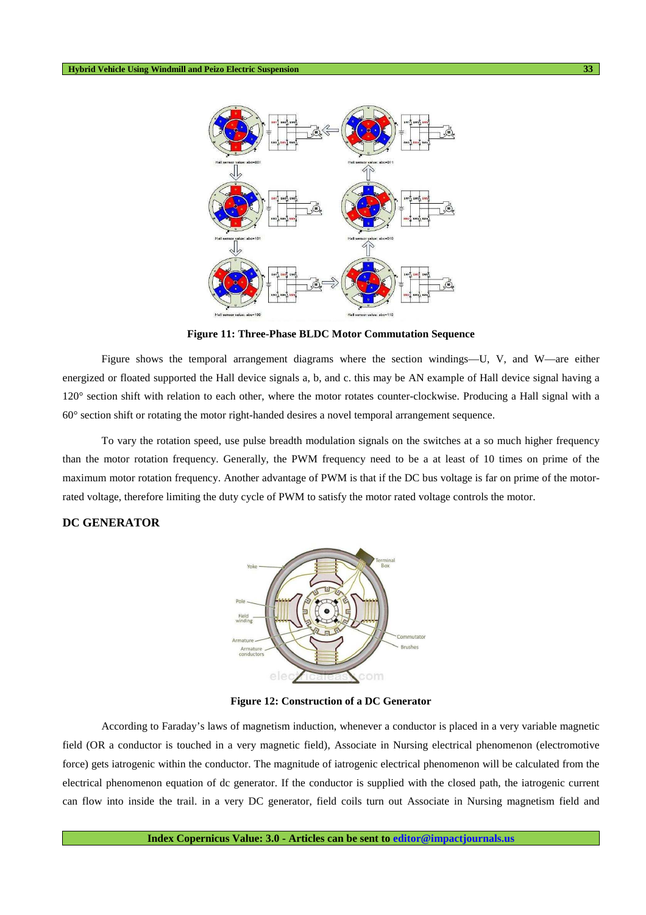**Figure 11: Three-Phase BLDC Motor Commutation Sequence**

Figure shows the temporal arrangement diagrams where the section windings—U, V, and W—are either energized or floated supported the Hall device signals a, b, and c. this may be AN example of Hall device signal having a 120° section shift with relation to each other, where the motor rotates counter-clockwise. Producing a Hall signal with a 60° section shift or rotating the motor right-handed desires a novel temporal arrangement sequence.

To vary the rotation speed, use pulse breadth modulation signals on the switches at a so much higher frequency than the motor rotation frequency. Generally, the PWM frequency need to be a at least of 10 times on prime of the maximum motor rotation frequency. Another advantage of PWM is that if the DC bus voltage is far on prime of the motor-rated voltage, therefore limiting the duty cycle of PWM to satisfy the motor rated voltage controls the motor.

## DC GENERATOR

**Figure 12: Construction of a DC Generator**

According to Faraday's laws of magnetism induction, whenever a conductor is placed in a very variable magnetic field (OR a conductor is touched in a very magnetic field), Associate in Nursing electrical phenomenon (electromotive force) gets iatrogenic within the conductor. The magnitude of iatrogenic electrical phenomenon will be calculated from the electrical phenomenon equation of dc generator. If the conductor is supplied with the closed path, the iatrogenic current can flow into inside the trail. in a very DC generator, field coils turn out Associate in Nursing magnetism field and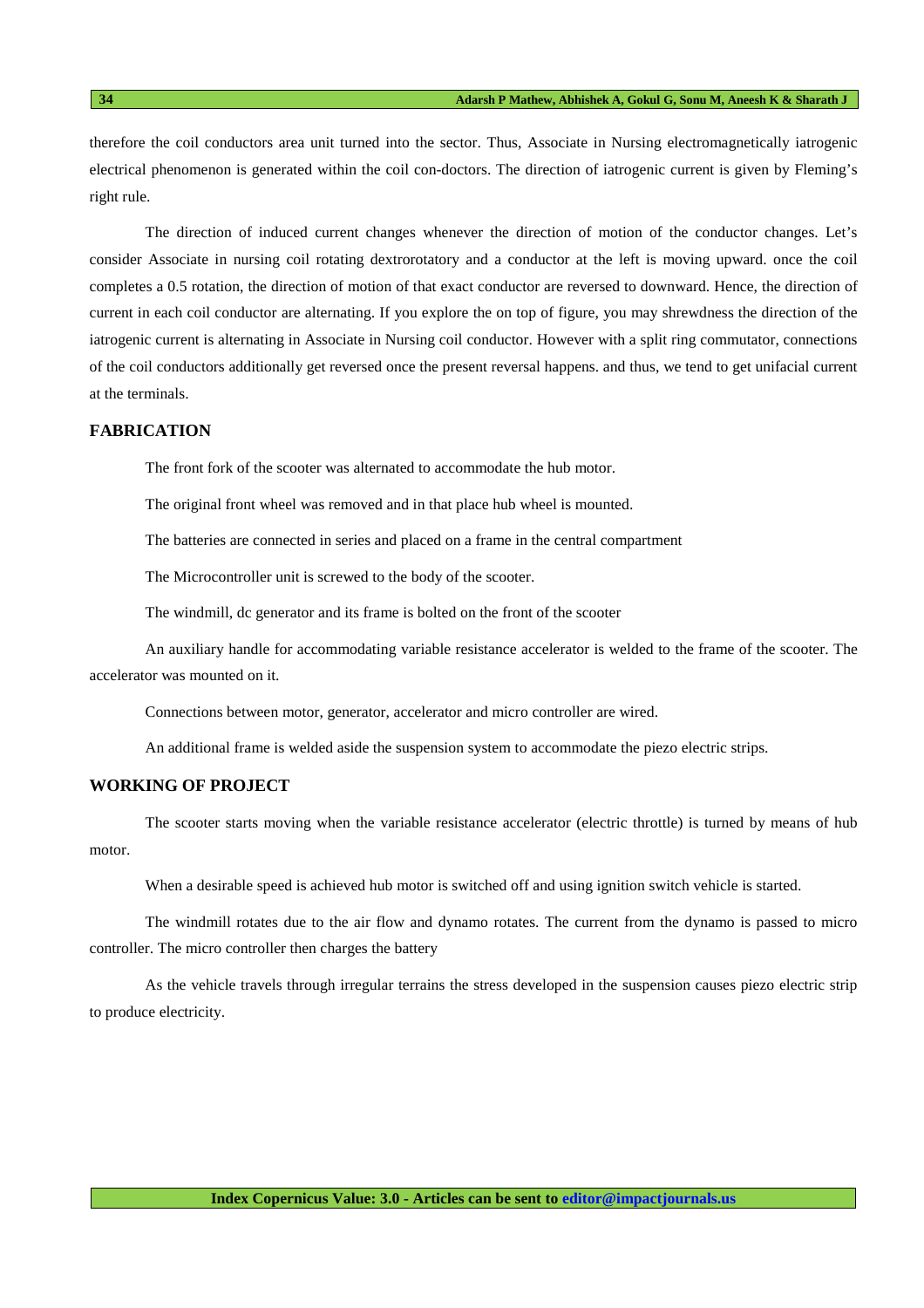therefore the coil conductors area unit turned into the sector. Thus, Associate in Nursing electromagnetically iatrogenic electrical phenomenon is generated within the coil con-doctors. The direction of iatrogenic current is given by Fleming's right rule.

The direction of induced current changes whenever the direction of motion of the conductor changes. Let's consider Associate in nursing coil rotating dextrorotatory and a conductor at the left is moving upward. once the coil completes a 0.5 rotation, the direction of motion of that exact conductor are reversed to downward. Hence, the direction of current in each coil conductor are alternating. If you explore the on top of figure, you may shrewdness the direction of the iatrogenic current is alternating in Associate in Nursing coil conductor. However with a split ring commutator, connections of the coil conductors additionally get reversed once the present reversal happens. and thus, we tend to get unifacial current at the terminals.

## FABRICATION

The front fork of the scooter was alternated to accommodate the hub motor.

The original front wheel was removed and in that place hub wheel is mounted.

The batteries are connected in series and placed on a frame in the central compartment

The Microcontroller unit is screwed to the body of the scooter.

The windmill, dc generator and its frame is bolted on the front of the scooter

An auxiliary handle for accommodating variable resistance accelerator is welded to the frame of the scooter. The accelerator was mounted on it.

Connections between motor, generator, accelerator and micro controller are wired.

An additional frame is welded aside the suspension system to accommodate the piezo electric strips.

## WORKING OF PROJECT

The scooter starts moving when the variable resistance accelerator (electric throttle) is turned by means of hub motor.

When a desirable speed is achieved hub motor is switched off and using ignition switch vehicle is started.

The windmill rotates due to the air flow and dynamo rotates. The current from the dynamo is passed to micro controller. The micro controller then charges the battery

As the vehicle travels through irregular terrains the stress developed in the suspension causes piezo electric strip to produce electricity.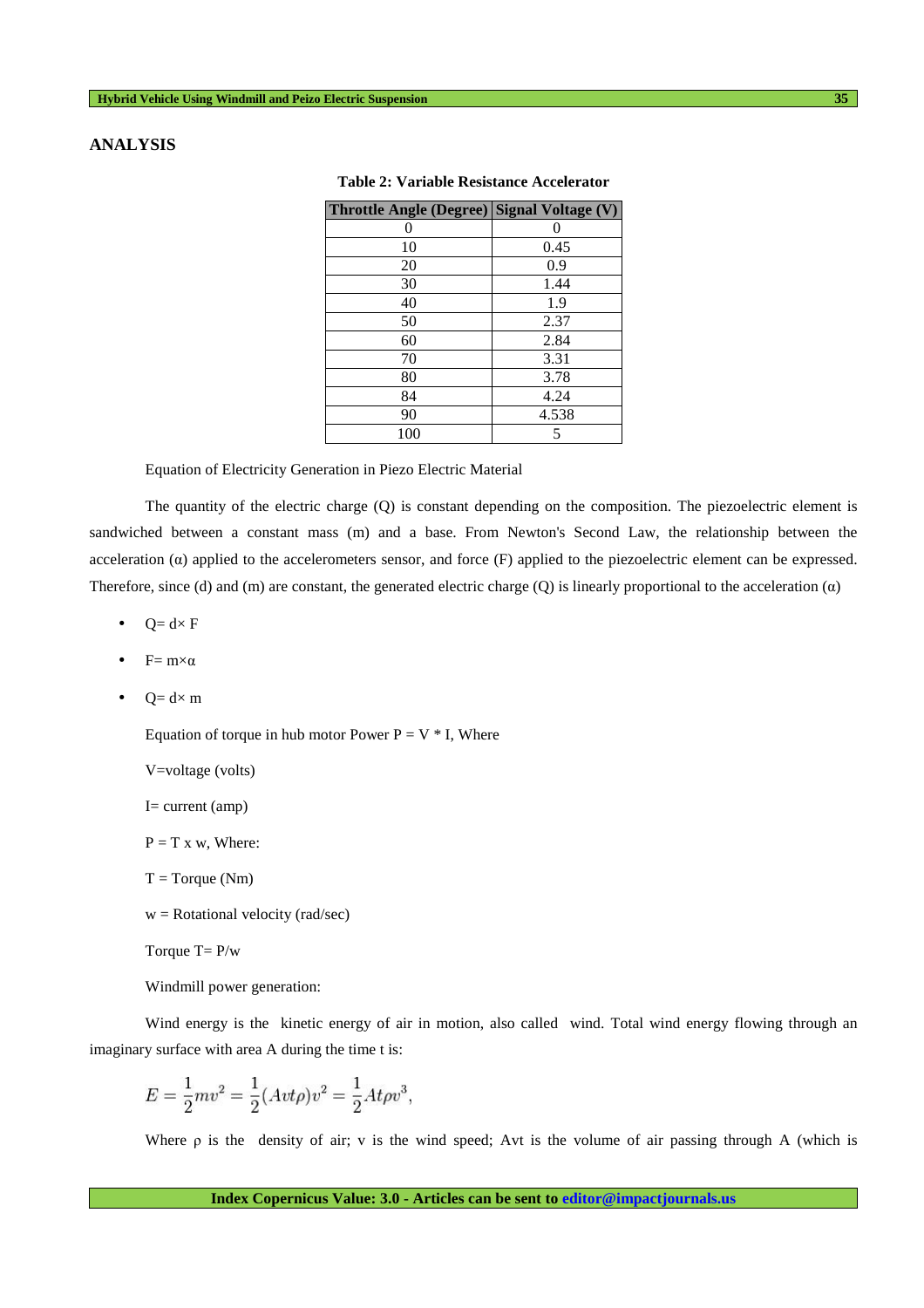## ANALYSIS

**Table 2: Variable Resistance Accelerator**

| Throttle Angle (Degree) | Signal Voltage (V) |
|---|---|
| 0 | 0 |
| 10 | 0.45 |
| 20 | 0.9 |
| 30 | 1.44 |
| 40 | 1.9 |
| 50 | 2.37 |
| 60 | 2.84 |
| 70 | 3.31 |
| 80 | 3.78 |
| 84 | 4.24 |
| 90 | 4.538 |
| 100 | 5 |

Equation of Electricity Generation in Piezo Electric Material

The quantity of the electric charge (Q) is constant depending on the composition. The piezoelectric element is sandwiched between a constant mass (m) and a base. From Newton's Second Law, the relationship between the acceleration (α) applied to the accelerometers sensor, and force (F) applied to the piezoelectric element can be expressed. Therefore, since (d) and (m) are constant, the generated electric charge (Q) is linearly proportional to the acceleration (α)

- $Q= d\times F$
- $F= m\times\alpha$
- $Q= d\times m$

Equation of torque in hub motor Power $P = V * I$, Where

V=voltage (volts)

I= current (amp)

$P = T \times w$, Where:

T = Torque (Nm)

w = Rotational velocity (rad/sec)

Torque $T= P/w$

Windmill power generation:

Wind energy is the kinetic energy of air in motion, also called wind. Total wind energy flowing through an imaginary surface with area A during the time t is:

$$E = \frac{1}{2}mv^2 = \frac{1}{2}(Avt\rho)v^2 = \frac{1}{2}At\rho v^3,$$

Where ρ is the density of air; v is the wind speed; Avt is the volume of air passing through A (which is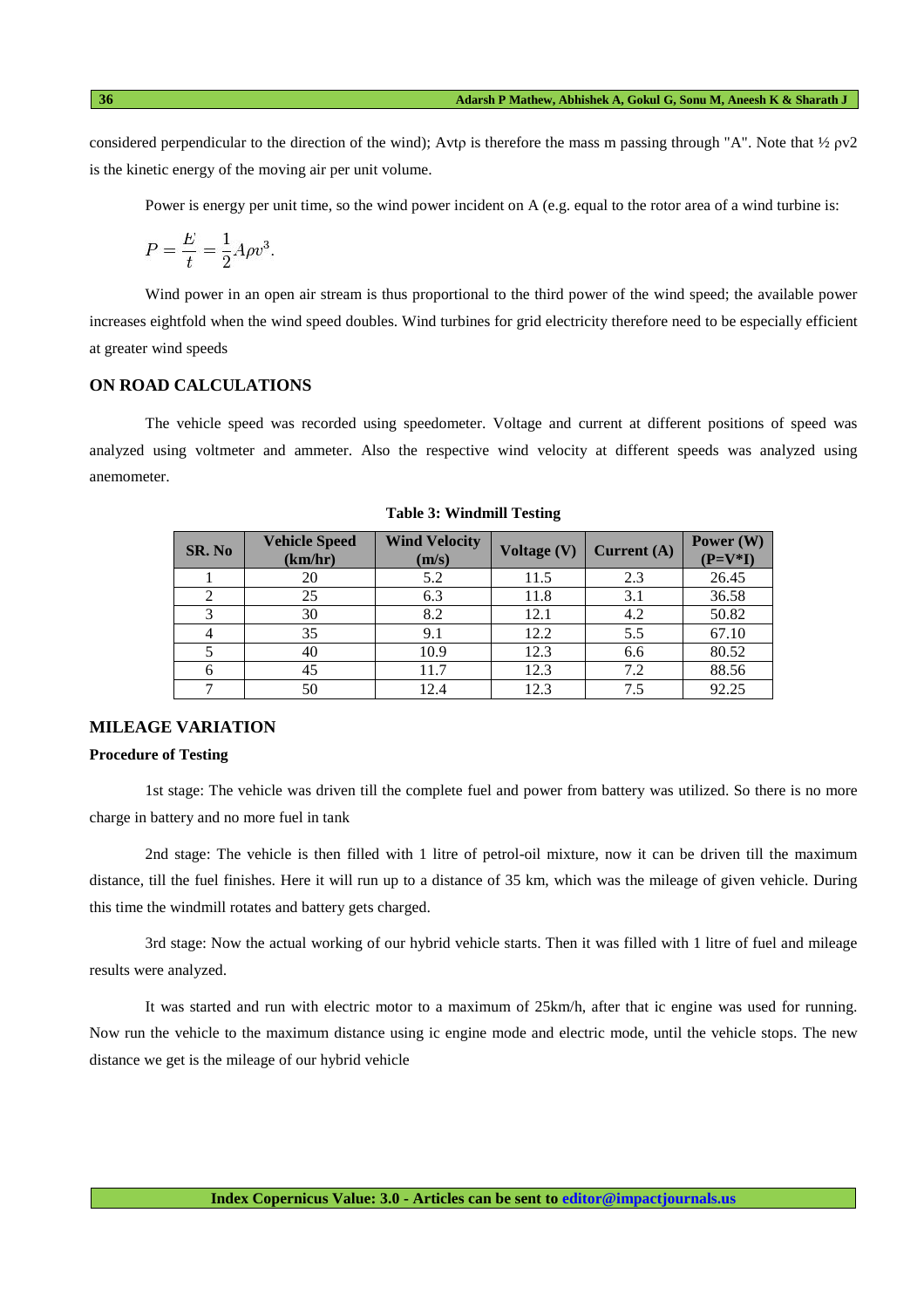considered perpendicular to the direction of the wind); Avtρ is therefore the mass m passing through "A". Note that ½ ρv2 is the kinetic energy of the moving air per unit volume.

Power is energy per unit time, so the wind power incident on A (e.g. equal to the rotor area of a wind turbine is:

$$P = \frac{E}{t} = \frac{1}{2} A \rho v^3.$$

Wind power in an open air stream is thus proportional to the third power of the wind speed; the available power increases eightfold when the wind speed doubles. Wind turbines for grid electricity therefore need to be especially efficient at greater wind speeds

## ON ROAD CALCULATIONS

The vehicle speed was recorded using speedometer. Voltage and current at different positions of speed was analyzed using voltmeter and ammeter. Also the respective wind velocity at different speeds was analyzed using anemometer.

**Table 3: Windmill Testing**

| SR. No | Vehicle Speed (km/hr) | Wind Velocity (m/s) | Voltage (V) | Current (A) | Power (W) (P=V*I) |
|---|---|---|---|---|---|
| 1 | 20 | 5.2 | 11.5 | 2.3 | 26.45 |
| 2 | 25 | 6.3 | 11.8 | 3.1 | 36.58 |
| 3 | 30 | 8.2 | 12.1 | 4.2 | 50.82 |
| 4 | 35 | 9.1 | 12.2 | 5.5 | 67.10 |
| 5 | 40 | 10.9 | 12.3 | 6.6 | 80.52 |
| 6 | 45 | 11.7 | 12.3 | 7.2 | 88.56 |
| 7 | 50 | 12.4 | 12.3 | 7.5 | 92.25 |

## MILEAGE VARIATION

### Procedure of Testing

1st stage: The vehicle was driven till the complete fuel and power from battery was utilized. So there is no more charge in battery and no more fuel in tank

2nd stage: The vehicle is then filled with 1 litre of petrol-oil mixture, now it can be driven till the maximum distance, till the fuel finishes. Here it will run up to a distance of 35 km, which was the mileage of given vehicle. During this time the windmill rotates and battery gets charged.

3rd stage: Now the actual working of our hybrid vehicle starts. Then it was filled with 1 litre of fuel and mileage results were analyzed.

It was started and run with electric motor to a maximum of 25km/h, after that ic engine was used for running. Now run the vehicle to the maximum distance using ic engine mode and electric mode, until the vehicle stops. The new distance we get is the mileage of our hybrid vehicle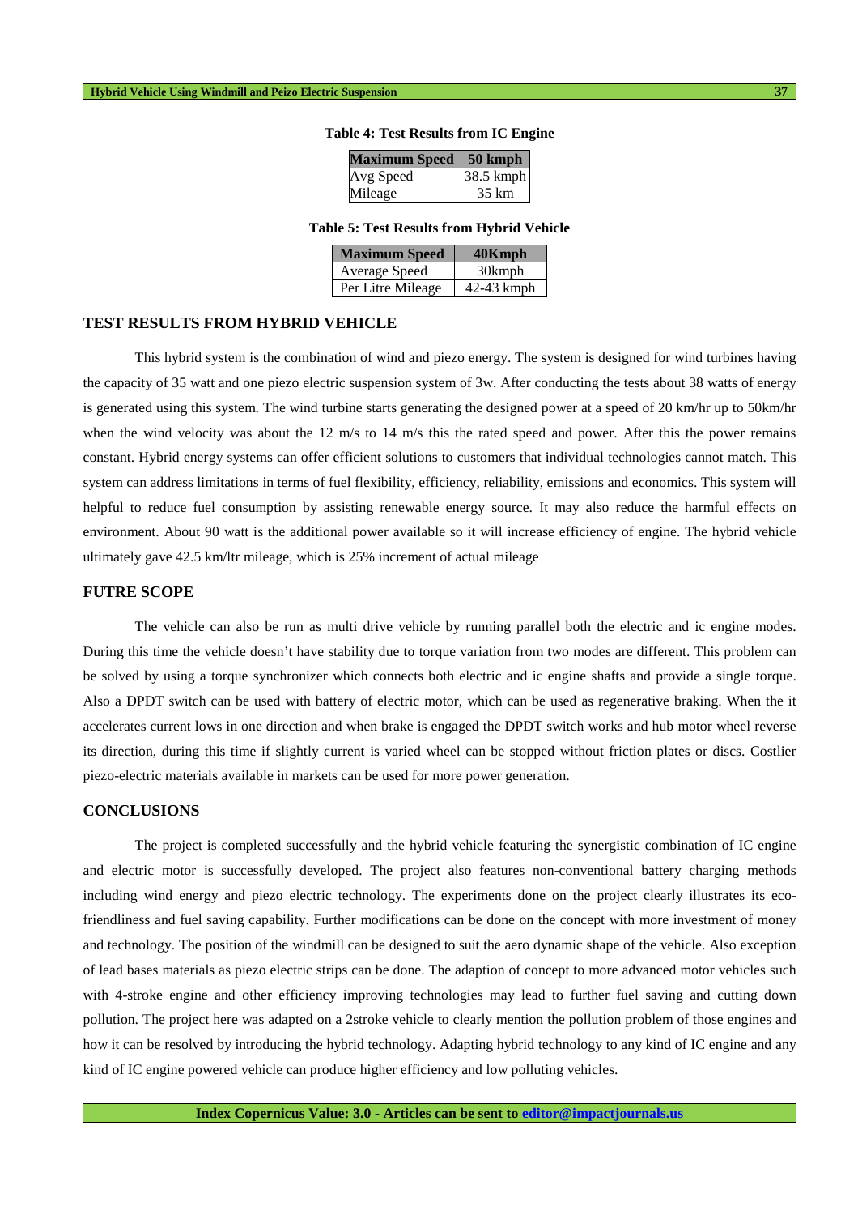**Table 4: Test Results from IC Engine**

| Maximum Speed | 50 kmph |
|---|---|
| Avg Speed | 38.5 kmph |
| Mileage | 35 km |

**Table 5: Test Results from Hybrid Vehicle**

| Maximum Speed | 40Kmph |
|---|---|
| Average Speed | 30kmph |
| Per Litre Mileage | 42-43 kmph |

## TEST RESULTS FROM HYBRID VEHICLE

This hybrid system is the combination of wind and piezo energy. The system is designed for wind turbines having the capacity of 35 watt and one piezo electric suspension system of 3w. After conducting the tests about 38 watts of energy is generated using this system. The wind turbine starts generating the designed power at a speed of 20 km/hr up to 50km/hr when the wind velocity was about the 12 m/s to 14 m/s this the rated speed and power. After this the power remains constant. Hybrid energy systems can offer efficient solutions to customers that individual technologies cannot match. This system can address limitations in terms of fuel flexibility, efficiency, reliability, emissions and economics. This system will helpful to reduce fuel consumption by assisting renewable energy source. It may also reduce the harmful effects on environment. About 90 watt is the additional power available so it will increase efficiency of engine. The hybrid vehicle ultimately gave 42.5 km/ltr mileage, which is 25% increment of actual mileage

## FUTRE SCOPE

The vehicle can also be run as multi drive vehicle by running parallel both the electric and ic engine modes. During this time the vehicle doesn't have stability due to torque variation from two modes are different. This problem can be solved by using a torque synchronizer which connects both electric and ic engine shafts and provide a single torque. Also a DPDT switch can be used with battery of electric motor, which can be used as regenerative braking. When the it accelerates current lows in one direction and when brake is engaged the DPDT switch works and hub motor wheel reverse its direction, during this time if slightly current is varied wheel can be stopped without friction plates or discs. Costlier piezo-electric materials available in markets can be used for more power generation.

## CONCLUSIONS

The project is completed successfully and the hybrid vehicle featuring the synergistic combination of IC engine and electric motor is successfully developed. The project also features non-conventional battery charging methods including wind energy and piezo electric technology. The experiments done on the project clearly illustrates its eco-friendliness and fuel saving capability. Further modifications can be done on the concept with more investment of money and technology. The position of the windmill can be designed to suit the aero dynamic shape of the vehicle. Also exception of lead bases materials as piezo electric strips can be done. The adaption of concept to more advanced motor vehicles such with 4-stroke engine and other efficiency improving technologies may lead to further fuel saving and cutting down pollution. The project here was adapted on a 2stroke vehicle to clearly mention the pollution problem of those engines and how it can be resolved by introducing the hybrid technology. Adapting hybrid technology to any kind of IC engine and any kind of IC engine powered vehicle can produce higher efficiency and low polluting vehicles.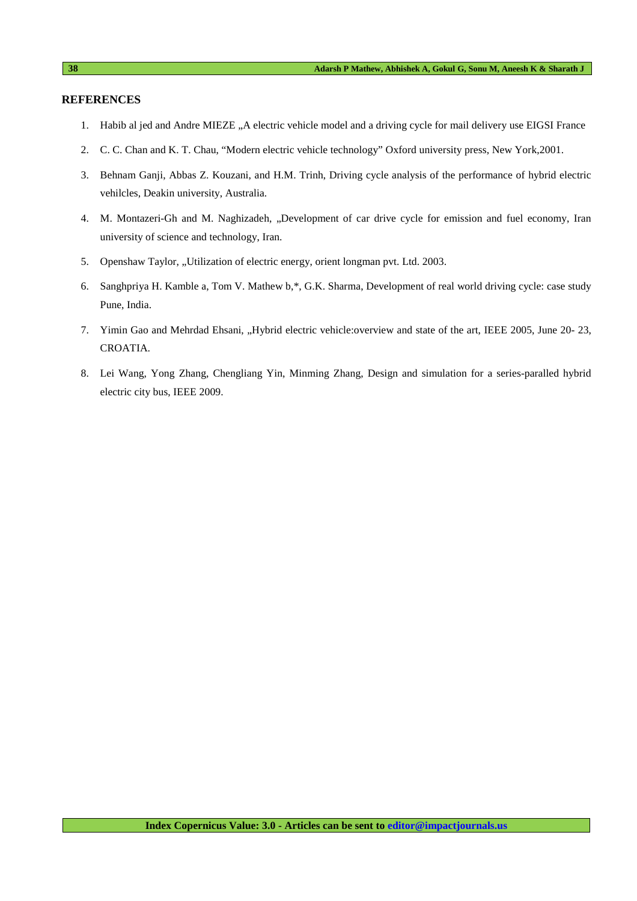## REFERENCES

1. Habib al jed and Andre MIEZE „A electric vehicle model and a driving cycle for mail delivery use EIGSI France
2. C. C. Chan and K. T. Chau, "Modern electric vehicle technology" Oxford university press, New York,2001.
3. Behnam Ganji, Abbas Z. Kouzani, and H.M. Trinh, Driving cycle analysis of the performance of hybrid electric vehilcles, Deakin university, Australia.
4. M. Montazeri-Gh and M. Naghizadeh, „Development of car drive cycle for emission and fuel economy, Iran university of science and technology, Iran.
5. Openshaw Taylor, „Utilization of electric energy, orient longman pvt. Ltd. 2003.
6. Sanghpriya H. Kamble a, Tom V. Mathew b,*, G.K. Sharma, Development of real world driving cycle: case study Pune, India.
7. Yimin Gao and Mehrdad Ehsani, „Hybrid electric vehicle:overview and state of the art, IEEE 2005, June 20- 23, CROATIA.
8. Lei Wang, Yong Zhang, Chengliang Yin, Minming Zhang, Design and simulation for a series-paralled hybrid electric city bus, IEEE 2009.